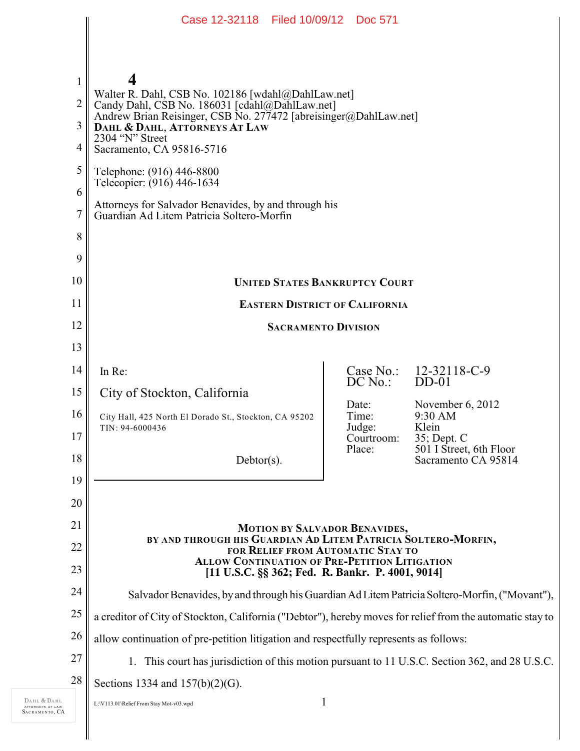**4**

Walter R. Dahl, CSB No. 102186 [wdahl@DahlLaw.net]
Candy Dahl, CSB No. 186031 [cdahl@DahlLaw.net]
Andrew Brian Reisinger, CSB No. 277472 [abreisinger@DahlLaw.net]
**DAHL & DAHL, ATTORNEYS AT LAW**
2304 "N" Street
Sacramento, CA 95816-5716

Telephone: (916) 446-8800
Telecopier: (916) 446-1634

Attorneys for Salvador Benavides, by and through his
Guardian Ad Litem Patricia Soltero-Morfin

**UNITED STATES BANKRUPTCY COURT**

**EASTERN DISTRICT OF CALIFORNIA**

**SACRAMENTO DIVISION**

In Re:

City of Stockton, California

City Hall, 425 North El Dorado St., Stockton, CA 95202
TIN: 94-6000436

Debtor(s).

| | |
|---|---|
| Case No.: | 12-32118-C-9 |
| DC No.: | DD-01 |
| Date: | November 6, 2012 |
| Time: | 9:30 AM |
| Judge: | Klein |
| Courtroom: | 35; Dept. C |
| Place: | 501 I Street, 6th Floor Sacramento CA 95814 |

**MOTION BY SALVADOR BENAVIDES, BY AND THROUGH HIS GUARDIAN AD LITEM PATRICIA SOLTERO-MORFIN, FOR RELIEF FROM AUTOMATIC STAY TO ALLOW CONTINUATION OF PRE-PETITION LITIGATION [11 U.S.C. §§ 362; Fed. R. Bankr. P. 4001, 9014]**

Salvador Benavides, by and through his Guardian Ad Litem Patricia Soltero-Morfin, ("Movant"), a creditor of City of Stockton, California ("Debtor"), hereby moves for relief from the automatic stay to allow continuation of pre-petition litigation and respectfully represents as follows:

1. This court has jurisdiction of this motion pursuant to 11 U.S.C. Section 362, and 28 U.S.C. Sections 1334 and 157(b)(2)(G).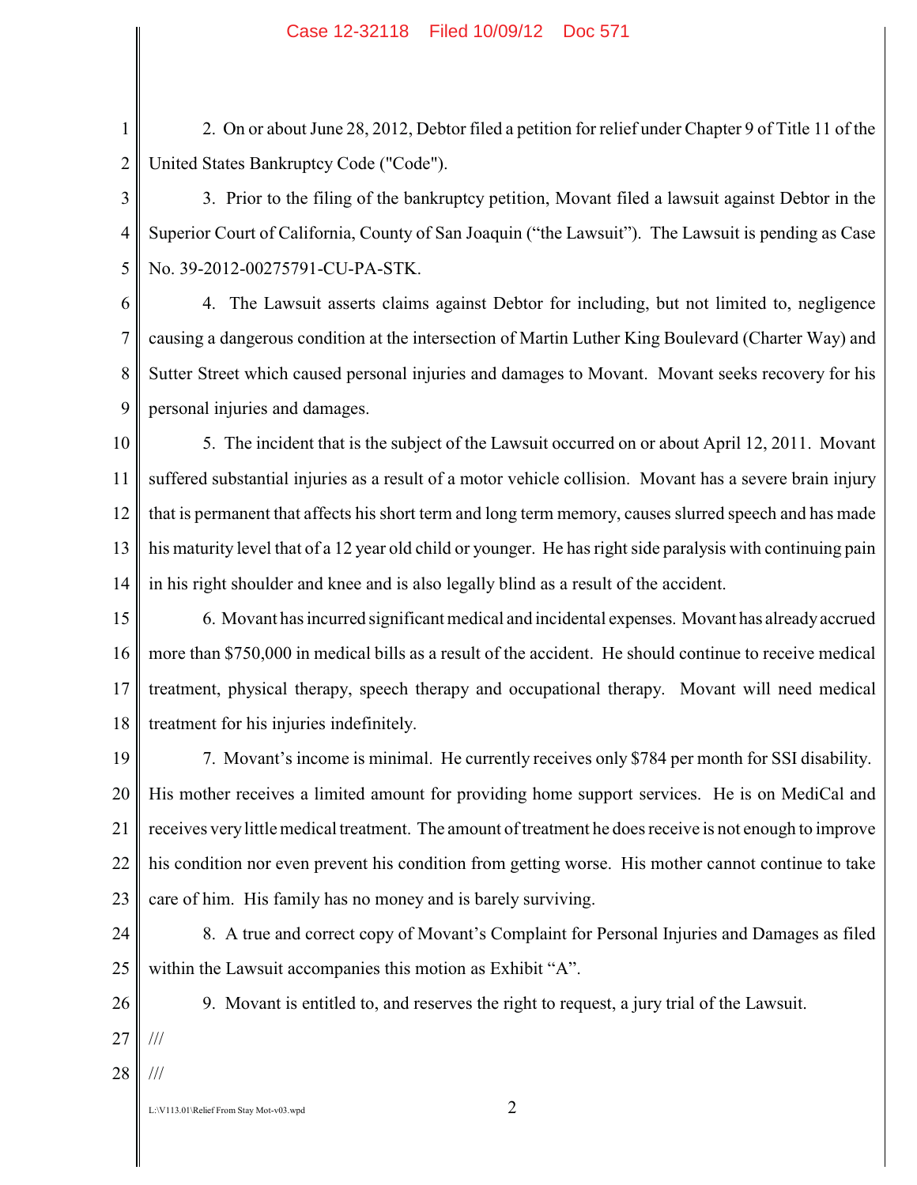2. On or about June 28, 2012, Debtor filed a petition for relief under Chapter 9 of Title 11 of the United States Bankruptcy Code ("Code").

3. Prior to the filing of the bankruptcy petition, Movant filed a lawsuit against Debtor in the Superior Court of California, County of San Joaquin ("the Lawsuit"). The Lawsuit is pending as Case No. 39-2012-00275791-CU-PA-STK.

4. The Lawsuit asserts claims against Debtor for including, but not limited to, negligence causing a dangerous condition at the intersection of Martin Luther King Boulevard (Charter Way) and Sutter Street which caused personal injuries and damages to Movant. Movant seeks recovery for his personal injuries and damages.

5. The incident that is the subject of the Lawsuit occurred on or about April 12, 2011. Movant suffered substantial injuries as a result of a motor vehicle collision. Movant has a severe brain injury that is permanent that affects his short term and long term memory, causes slurred speech and has made his maturity level that of a 12 year old child or younger. He has right side paralysis with continuing pain in his right shoulder and knee and is also legally blind as a result of the accident.

6. Movant has incurred significant medical and incidental expenses. Movant has already accrued more than $750,000 in medical bills as a result of the accident. He should continue to receive medical treatment, physical therapy, speech therapy and occupational therapy. Movant will need medical treatment for his injuries indefinitely.

7. Movant's income is minimal. He currently receives only $784 per month for SSI disability. His mother receives a limited amount for providing home support services. He is on MediCal and receives very little medical treatment. The amount of treatment he does receive is not enough to improve his condition nor even prevent his condition from getting worse. His mother cannot continue to take care of him. His family has no money and is barely surviving.

8. A true and correct copy of Movant's Complaint for Personal Injuries and Damages as filed within the Lawsuit accompanies this motion as Exhibit "A".

9. Movant is entitled to, and reserves the right to request, a jury trial of the Lawsuit.

///

///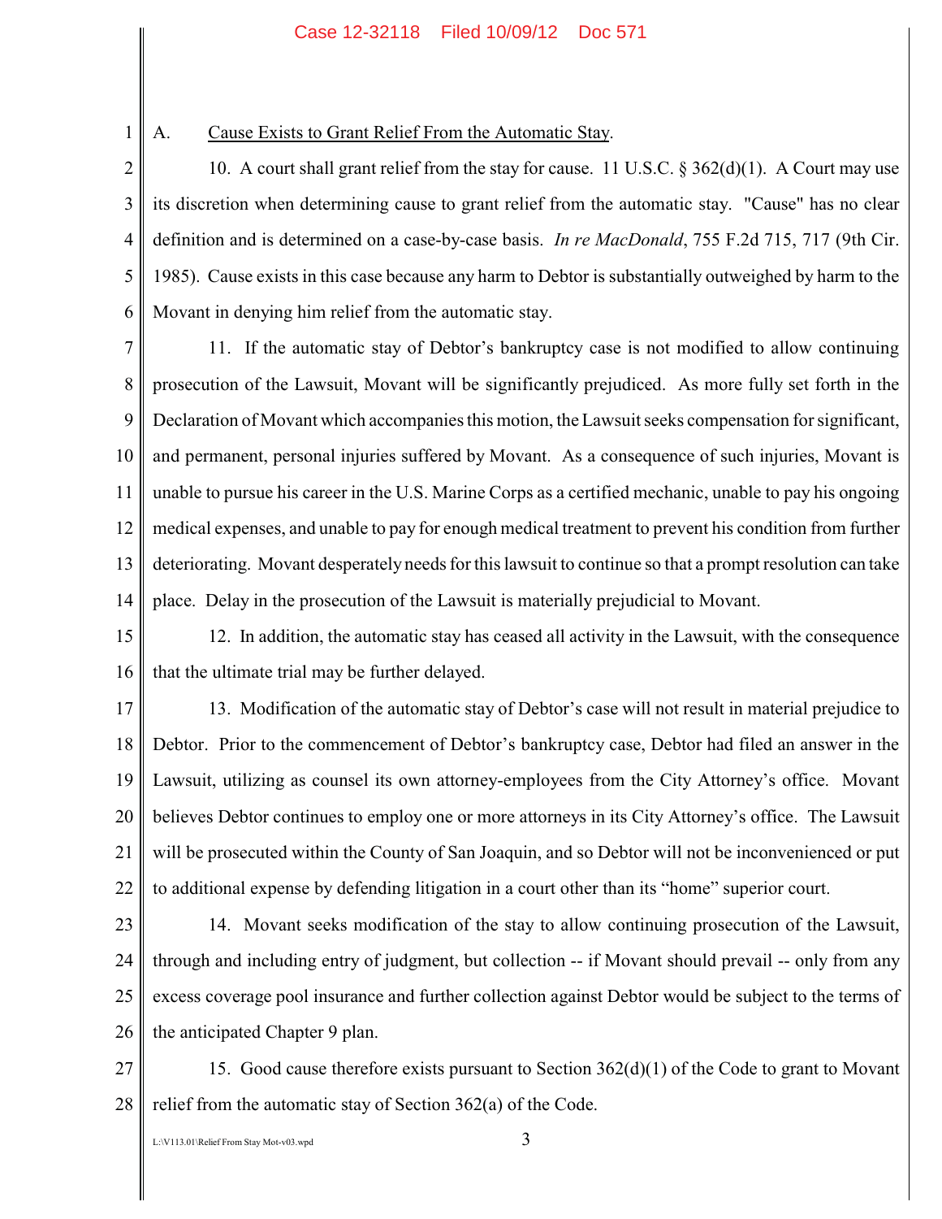### A. Cause Exists to Grant Relief From the Automatic Stay.

10. A court shall grant relief from the stay for cause. 11 U.S.C. § 362(d)(1). A Court may use its discretion when determining cause to grant relief from the automatic stay. "Cause" has no clear definition and is determined on a case-by-case basis. *In re MacDonald*, 755 F.2d 715, 717 (9th Cir. 1985). Cause exists in this case because any harm to Debtor is substantially outweighed by harm to the Movant in denying him relief from the automatic stay.

11. If the automatic stay of Debtor's bankruptcy case is not modified to allow continuing prosecution of the Lawsuit, Movant will be significantly prejudiced. As more fully set forth in the Declaration of Movant which accompanies this motion, the Lawsuit seeks compensation for significant, and permanent, personal injuries suffered by Movant. As a consequence of such injuries, Movant is unable to pursue his career in the U.S. Marine Corps as a certified mechanic, unable to pay his ongoing medical expenses, and unable to pay for enough medical treatment to prevent his condition from further deteriorating. Movant desperately needs for this lawsuit to continue so that a prompt resolution can take place. Delay in the prosecution of the Lawsuit is materially prejudicial to Movant.

12. In addition, the automatic stay has ceased all activity in the Lawsuit, with the consequence that the ultimate trial may be further delayed.

13. Modification of the automatic stay of Debtor's case will not result in material prejudice to Debtor. Prior to the commencement of Debtor's bankruptcy case, Debtor had filed an answer in the Lawsuit, utilizing as counsel its own attorney-employees from the City Attorney's office. Movant believes Debtor continues to employ one or more attorneys in its City Attorney's office. The Lawsuit will be prosecuted within the County of San Joaquin, and so Debtor will not be inconvenienced or put to additional expense by defending litigation in a court other than its "home" superior court.

14. Movant seeks modification of the stay to allow continuing prosecution of the Lawsuit, through and including entry of judgment, but collection -- if Movant should prevail -- only from any excess coverage pool insurance and further collection against Debtor would be subject to the terms of the anticipated Chapter 9 plan.

15. Good cause therefore exists pursuant to Section 362(d)(1) of the Code to grant to Movant relief from the automatic stay of Section 362(a) of the Code.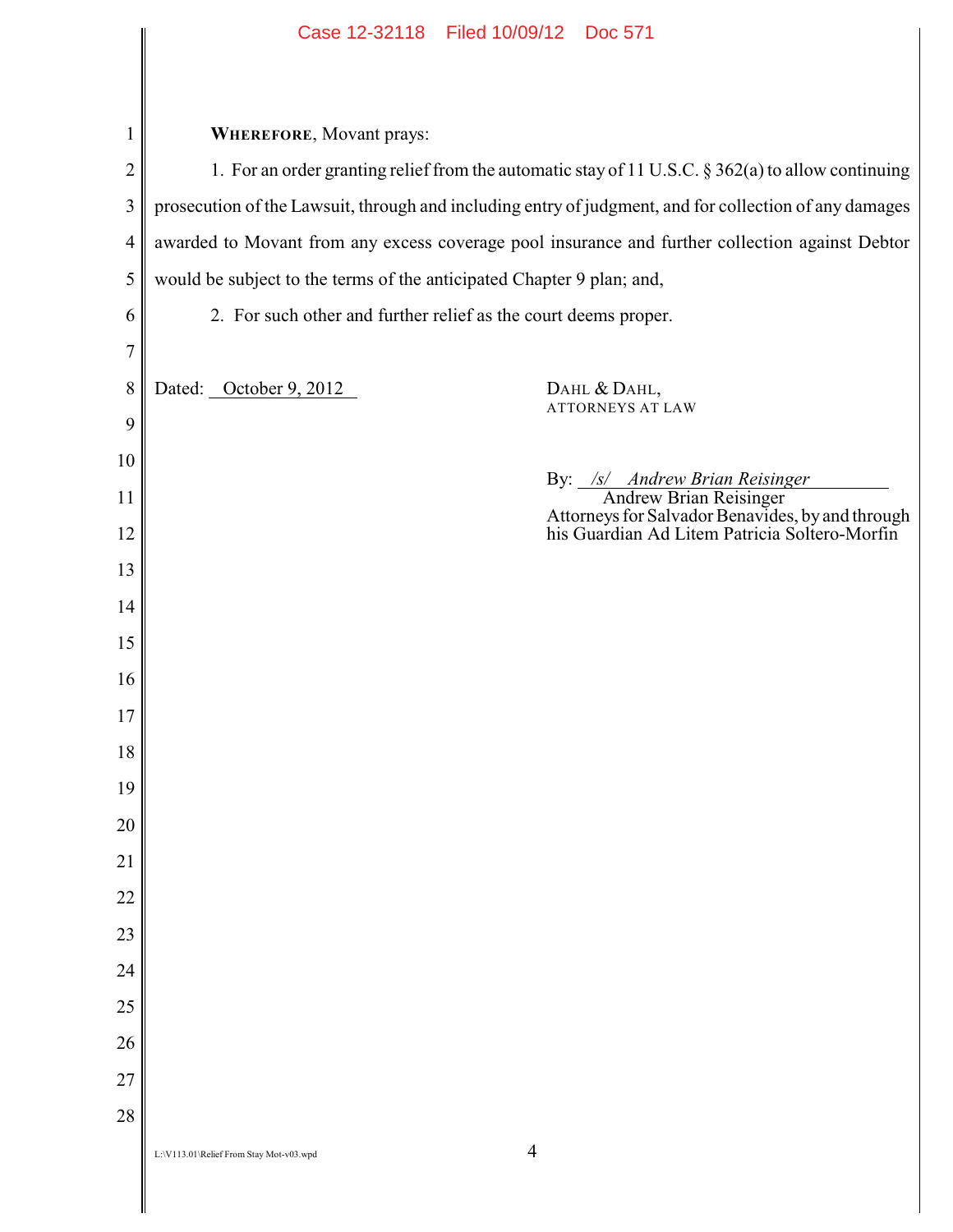**WHEREFORE**, Movant prays:

1. For an order granting relief from the automatic stay of 11 U.S.C. § 362(a) to allow continuing prosecution of the Lawsuit, through and including entry of judgment, and for collection of any damages awarded to Movant from any excess coverage pool insurance and further collection against Debtor would be subject to the terms of the anticipated Chapter 9 plan; and,

2. For such other and further relief as the court deems proper.

Dated: October 9, 2012

DAHL & DAHL,
ATTORNEYS AT LAW

By: /s/ *Andrew Brian Reisinger*
Andrew Brian Reisinger
Attorneys for Salvador Benavides, by and through his Guardian Ad Litem Patricia Soltero-Morfin

L:\V113.01\Relief From Stay Mot-v03.wpd